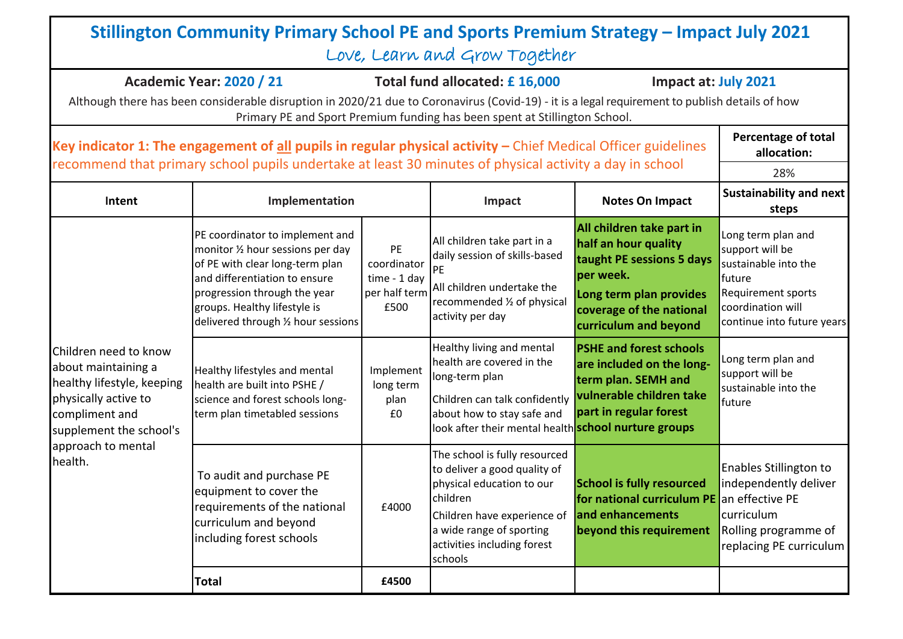# Stillington Community Primary School PE and Sports Premium Strategy – Impact July 2021

*Love, Learn and Grow Together*

**Academic Year: 2020 / 21** **Total fund allocated: £ 16,000** **Impact at: July 2021**

Although there has been considerable disruption in 2020/21 due to Coronavirus (Covid-19) - it is a legal requirement to publish details of how Primary PE and Sport Premium funding has been spent at Stillington School.

**Key indicator 1: The engagement of all pupils in regular physical activity –** Chief Medical Officer guidelines recommend that primary school pupils undertake at least 30 minutes of physical activity a day in school

**Percentage of total allocation:** 28%

| Intent | Implementation | | Impact | Notes On Impact | Sustainability and next steps |
|---|---|---|---|---|---|
| Children need to know about maintaining a healthy lifestyle, keeping physically active to compliment and supplement the school's approach to mental health. | PE coordinator to implement and monitor ½ hour sessions per day of PE with clear long-term plan and differentiation to ensure progression through the year groups. Healthy lifestyle is delivered through ½ hour sessions | PE coordinator time - 1 day per half term £500 | All children take part in a daily session of skills-based PE<br>All children undertake the recommended ½ of physical activity per day | **All children take part in half an hour quality taught PE sessions 5 days per week.**<br>**Long term plan provides coverage of the national curriculum and beyond** | Long term plan and support will be sustainable into the future<br>Requirement sports coordination will continue into future years |
| | Healthy lifestyles and mental health are built into PSHE / science and forest schools long-term plan timetabled sessions | Implement long term plan £0 | Healthy living and mental health are covered in the long-term plan<br>Children can talk confidently about how to stay safe and look after their mental health | **PSHE and forest schools are included on the long-term plan. SEMH and vulnerable children take part in regular forest school nurture groups** | Long term plan and support will be sustainable into the future |
| | To audit and purchase PE equipment to cover the requirements of the national curriculum and beyond including forest schools | £4000 | The school is fully resourced to deliver a good quality of physical education to our children<br>Children have experience of a wide range of sporting activities including forest schools | **School is fully resourced for national curriculum PE and enhancements beyond this requirement** | Enables Stillington to independently deliver an effective PE curriculum<br>Rolling programme of replacing PE curriculum |
| | **Total** | **£4500** | | | |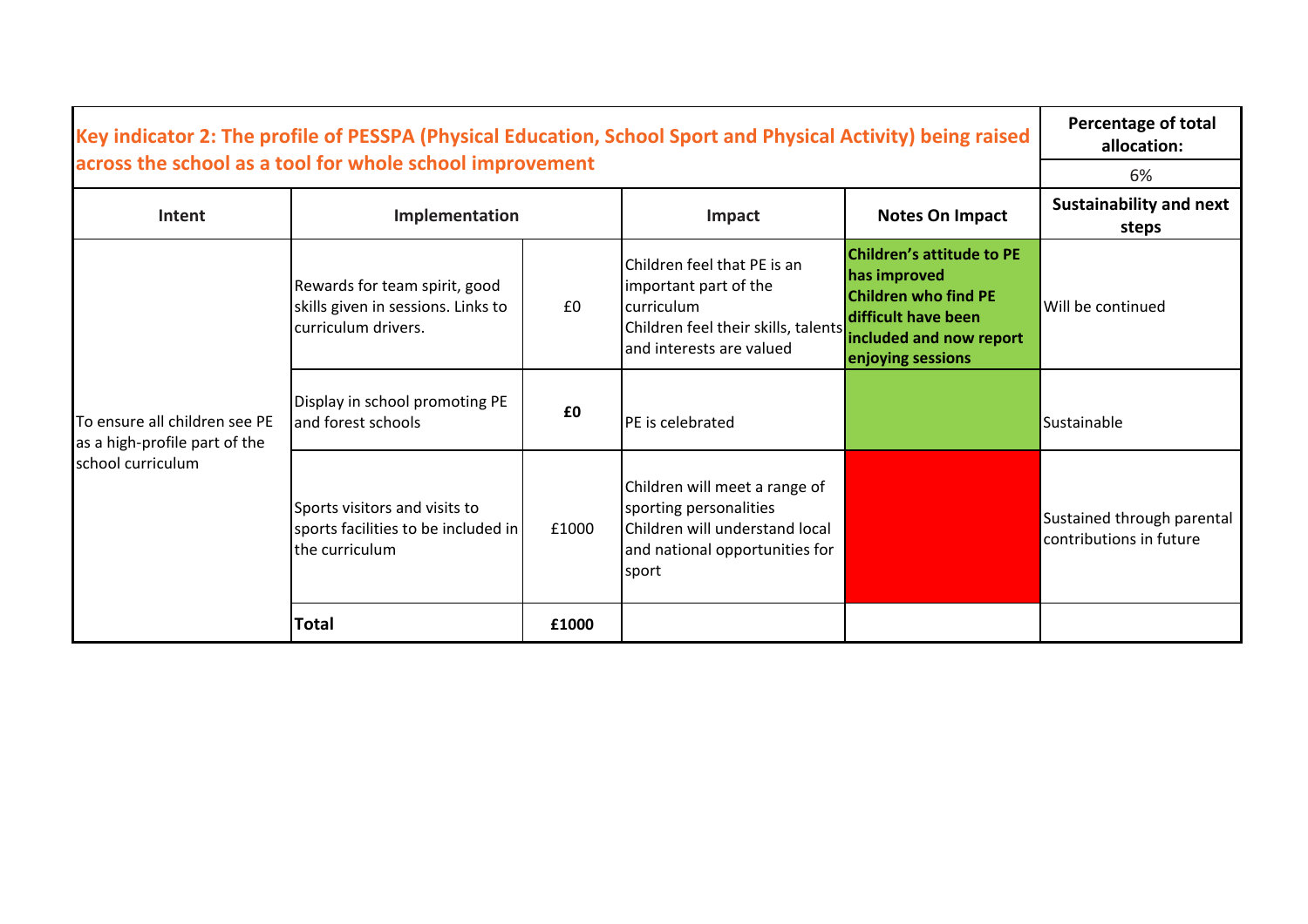| Key indicator 2: The profile of PESSPA (Physical Education, School Sport and Physical Activity) being raised across the school as a tool for whole school improvement | | | | | Percentage of total allocation: |
|---|---|---|---|---|---|
| | | | | | 6% |
| **Intent** | **Implementation** | | **Impact** | **Notes On Impact** | **Sustainability and next steps** |
| To ensure all children see PE as a high-profile part of the school curriculum | Rewards for team spirit, good skills given in sessions. Links to curriculum drivers. | £0 | Children feel that PE is an important part of the curriculum<br>Children feel their skills, talents and interests are valued | **Children's attitude to PE has improved**<br>**Children who find PE difficult have been included and now report enjoying sessions** | Will be continued |
| | Display in school promoting PE and forest schools | **£0** | PE is celebrated | | Sustainable |
| | Sports visitors and visits to sports facilities to be included in the curriculum | £1000 | Children will meet a range of sporting personalities<br>Children will understand local and national opportunities for sport | | Sustained through parental contributions in future |
| | **Total** | **£1000** | | | |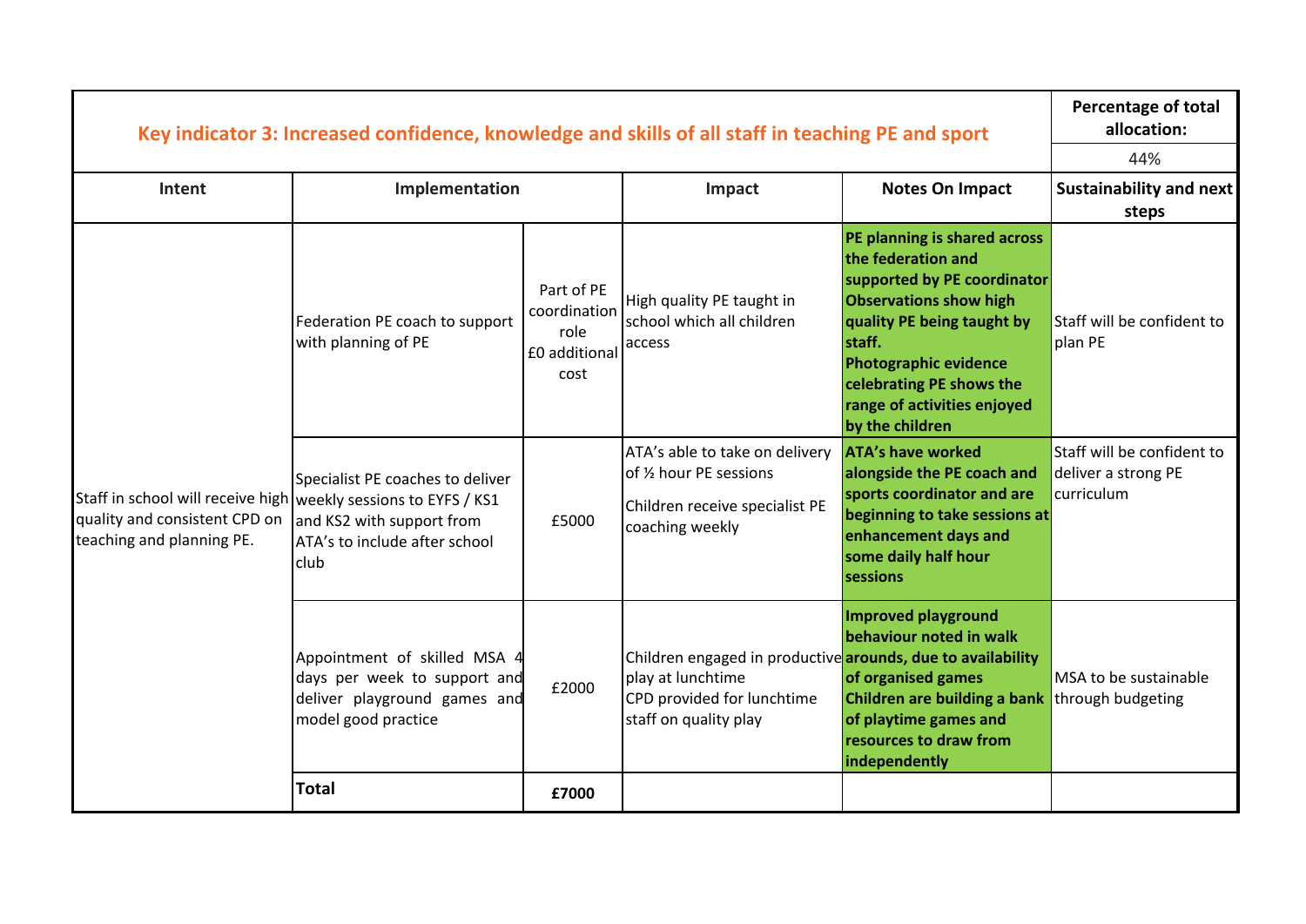| Key indicator 3: Increased confidence, knowledge and skills of all staff in teaching PE and sport | | | | | Percentage of total allocation: |
|---|---|---|---|---|---|
| | | | | | 44% |
| **Intent** | **Implementation** | | **Impact** | **Notes On Impact** | **Sustainability and next steps** |
| Staff in school will receive high quality and consistent CPD on teaching and planning PE. | Federation PE coach to support with planning of PE | Part of PE coordination role £0 additional cost | High quality PE taught in school which all children access | **PE planning is shared across the federation and supported by PE coordinator Observations show high quality PE being taught by staff. Photographic evidence celebrating PE shows the range of activities enjoyed by the children** | Staff will be confident to plan PE |
| | Specialist PE coaches to deliver weekly sessions to EYFS / KS1 and KS2 with support from ATA's to include after school club | £5000 | ATA's able to take on delivery of ½ hour PE sessions<br><br>Children receive specialist PE coaching weekly | **ATA's have worked alongside the PE coach and sports coordinator and are beginning to take sessions at enhancement days and some daily half hour sessions** | Staff will be confident to deliver a strong PE curriculum |
| | Appointment of skilled MSA 4 days per week to support and deliver playground games and model good practice | £2000 | Children engaged in productive play at lunchtime<br>CPD provided for lunchtime staff on quality play | **Improved playground behaviour noted in walk arounds, due to availability of organised games Children are building a bank of playtime games and resources to draw from independently** | MSA to be sustainable through budgeting |
| | **Total** | **£7000** | | | |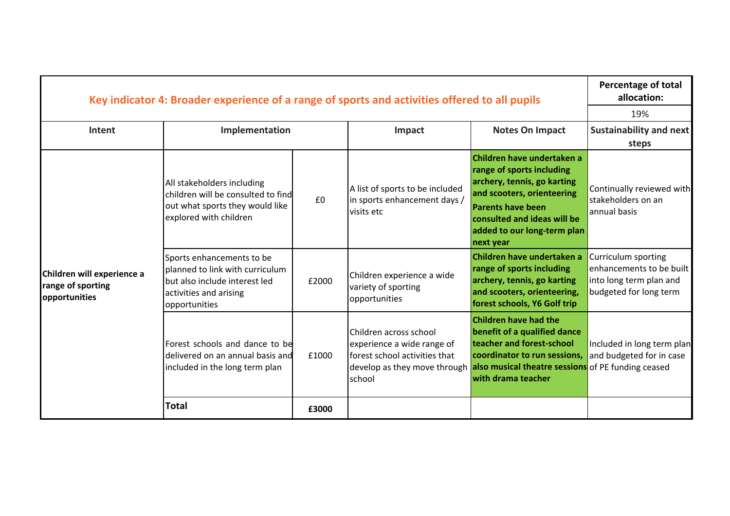| Key indicator 4: Broader experience of a range of sports and activities offered to all pupils | | | | | Percentage of total allocation: |
|---|---|---|---|---|---|
| | | | | | 19% |
| **Intent** | **Implementation** | | **Impact** | **Notes On Impact** | **Sustainability and next steps** |
| **Children will experience a range of sporting opportunities** | All stakeholders including children will be consulted to find out what sports they would like explored with children | £0 | A list of sports to be included in sports enhancement days / visits etc | **Children have undertaken a range of sports including archery, tennis, go karting and scooters, orienteering Parents have been consulted and ideas will be added to our long-term plan next year** | Continually reviewed with stakeholders on an annual basis |
| | Sports enhancements to be planned to link with curriculum but also include interest led activities and arising opportunities | £2000 | Children experience a wide variety of sporting opportunities | **Children have undertaken a range of sports including archery, tennis, go karting and scooters, orienteering, forest schools, Y6 Golf trip** | Curriculum sporting enhancements to be built into long term plan and budgeted for long term |
| | Forest schools and dance to be delivered on an annual basis and included in the long term plan | £1000 | Children across school experience a wide range of forest school activities that develop as they move through school | **Children have had the benefit of a qualified dance teacher and forest-school coordinator to run sessions, also musical theatre sessions with drama teacher** | Included in long term plan and budgeted for in case of PE funding ceased |
| | **Total** | **£3000** | | | |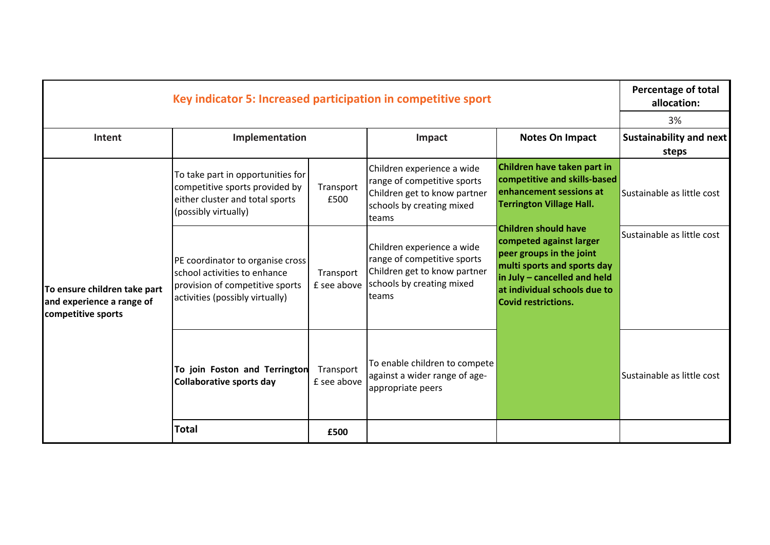| Key indicator 5: Increased participation in competitive sport | | | | | Percentage of total allocation: |
|---|---|---|---|---|---|
| | | | | | 3% |
| **Intent** | **Implementation** | | **Impact** | **Notes On Impact** | **Sustainability and next steps** |
| **To ensure children take part and experience a range of competitive sports** | To take part in opportunities for competitive sports provided by either cluster and total sports (possibly virtually) | Transport £500 | Children experience a wide range of competitive sports Children get to know partner schools by creating mixed teams | **Children have taken part in competitive and skills-based enhancement sessions at Terrington Village Hall.** **Children should have competed against larger peer groups in the joint multi sports and sports day in July – cancelled and held at individual schools due to Covid restrictions.** | Sustainable as little cost |
| | PE coordinator to organise cross school activities to enhance provision of competitive sports activities (possibly virtually) | Transport £ see above | Children experience a wide range of competitive sports Children get to know partner schools by creating mixed teams | | Sustainable as little cost |
| | **To join Foston and Terrington Collaborative sports day** | Transport £ see above | To enable children to compete against a wider range of age-appropriate peers | | Sustainable as little cost |
| | **Total** | **£500** | | | |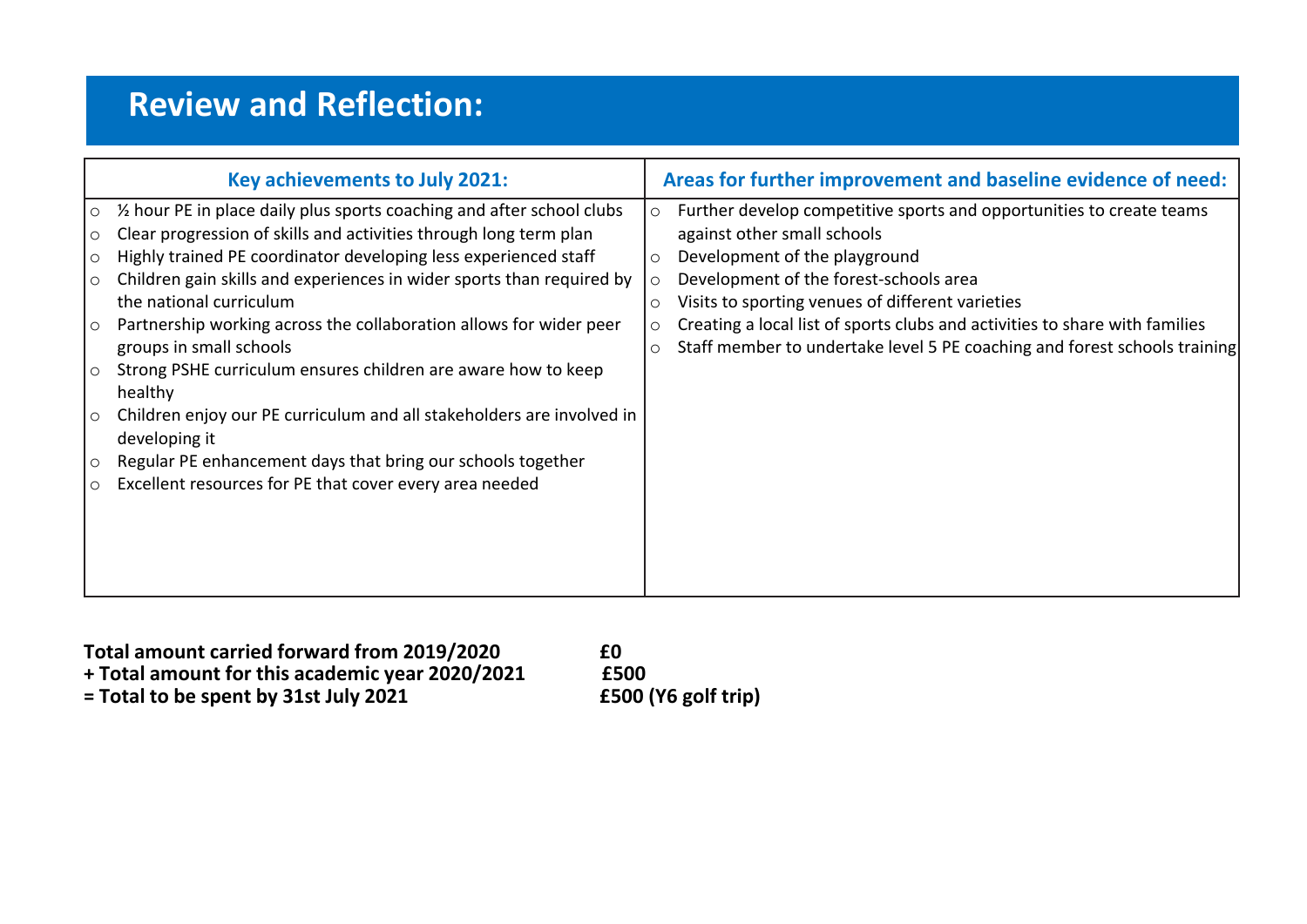# Review and Reflection:

| Key achievements to July 2021: | Areas for further improvement and baseline evidence of need: |
| --- | --- |
| ○ ½ hour PE in place daily plus sports coaching and after school clubs<br>○ Clear progression of skills and activities through long term plan<br>○ Highly trained PE coordinator developing less experienced staff<br>○ Children gain skills and experiences in wider sports than required by the national curriculum<br>○ Partnership working across the collaboration allows for wider peer groups in small schools<br>○ Strong PSHE curriculum ensures children are aware how to keep healthy<br>○ Children enjoy our PE curriculum and all stakeholders are involved in developing it<br>○ Regular PE enhancement days that bring our schools together<br>○ Excellent resources for PE that cover every area needed | ○ Further develop competitive sports and opportunities to create teams against other small schools<br>○ Development of the playground<br>○ Development of the forest-schools area<br>○ Visits to sporting venues of different varieties<br>○ Creating a local list of sports clubs and activities to share with families<br>○ Staff member to undertake level 5 PE coaching and forest schools training |

**Total amount carried forward from 2019/2020 £0**
**+ Total amount for this academic year 2020/2021 £500**
**= Total to be spent by 31st July 2021 £500 (Y6 golf trip)**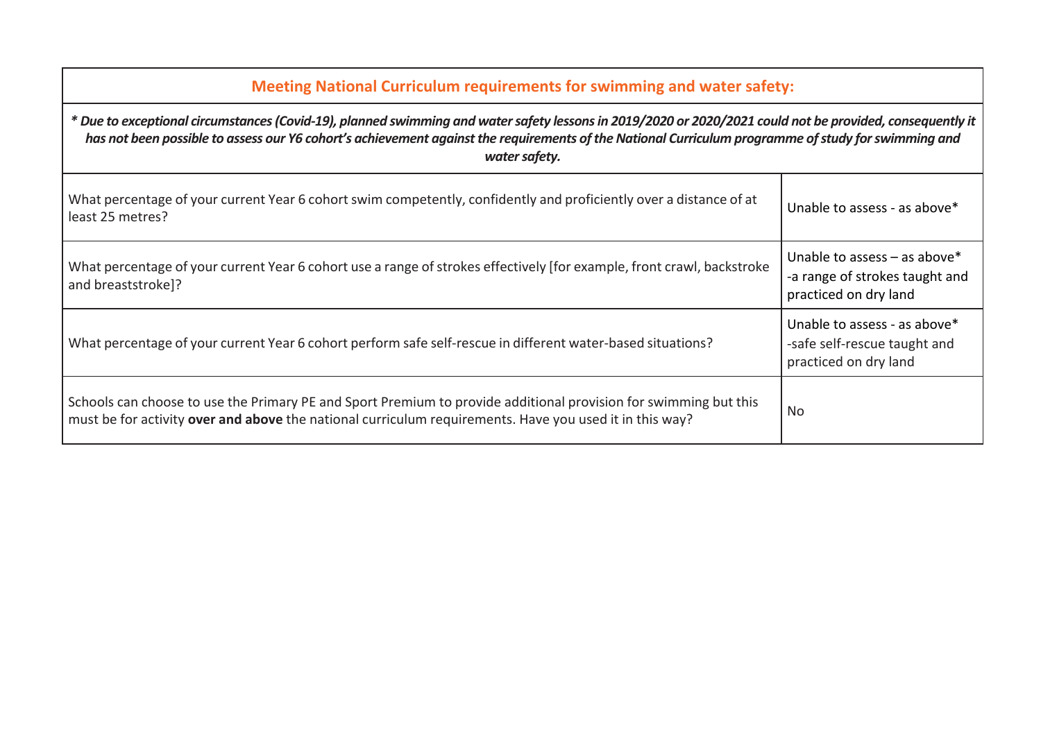| Meeting National Curriculum requirements for swimming and water safety: | |
|---|---|
| ***\* Due to exceptional circumstances (Covid-19), planned swimming and water safety lessons in 2019/2020 or 2020/2021 could not be provided, consequently it has not been possible to assess our Y6 cohort's achievement against the requirements of the National Curriculum programme of study for swimming and water safety.*** | |
| What percentage of your current Year 6 cohort swim competently, confidently and proficiently over a distance of at least 25 metres? | Unable to assess - as above* |
| What percentage of your current Year 6 cohort use a range of strokes effectively [for example, front crawl, backstroke and breaststroke]? | Unable to assess – as above* -a range of strokes taught and practiced on dry land |
| What percentage of your current Year 6 cohort perform safe self-rescue in different water-based situations? | Unable to assess - as above* -safe self-rescue taught and practiced on dry land |
| Schools can choose to use the Primary PE and Sport Premium to provide additional provision for swimming but this must be for activity **over and above** the national curriculum requirements. Have you used it in this way? | No |